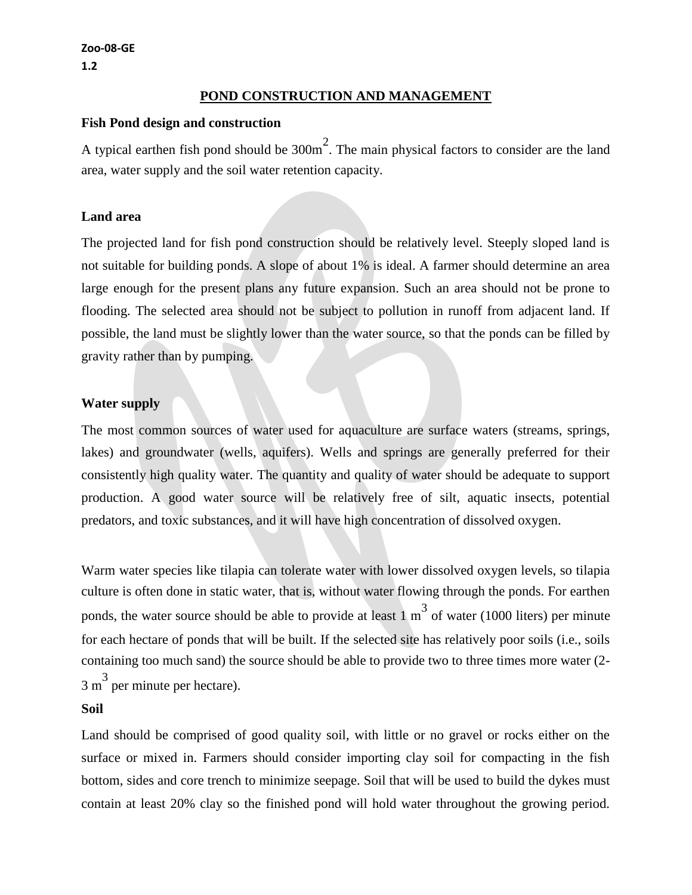Zoo-08-GE
1.2

# POND CONSTRUCTION AND MANAGEMENT

## Fish Pond design and construction

A typical earthen fish pond should be $300m^2$. The main physical factors to consider are the land area, water supply and the soil water retention capacity.

### Land area

The projected land for fish pond construction should be relatively level. Steeply sloped land is not suitable for building ponds. A slope of about 1% is ideal. A farmer should determine an area large enough for the present plans any future expansion. Such an area should not be prone to flooding. The selected area should not be subject to pollution in runoff from adjacent land. If possible, the land must be slightly lower than the water source, so that the ponds can be filled by gravity rather than by pumping.

### Water supply

The most common sources of water used for aquaculture are surface waters (streams, springs, lakes) and groundwater (wells, aquifers). Wells and springs are generally preferred for their consistently high quality water. The quantity and quality of water should be adequate to support production. A good water source will be relatively free of silt, aquatic insects, potential predators, and toxic substances, and it will have high concentration of dissolved oxygen.

Warm water species like tilapia can tolerate water with lower dissolved oxygen levels, so tilapia culture is often done in static water, that is, without water flowing through the ponds. For earthen ponds, the water source should be able to provide at least 1 $m^3$ of water (1000 liters) per minute for each hectare of ponds that will be built. If the selected site has relatively poor soils (i.e., soils containing too much sand) the source should be able to provide two to three times more water (2-3 $m^3$ per minute per hectare).

### Soil

Land should be comprised of good quality soil, with little or no gravel or rocks either on the surface or mixed in. Farmers should consider importing clay soil for compacting in the fish bottom, sides and core trench to minimize seepage. Soil that will be used to build the dykes must contain at least 20% clay so the finished pond will hold water throughout the growing period.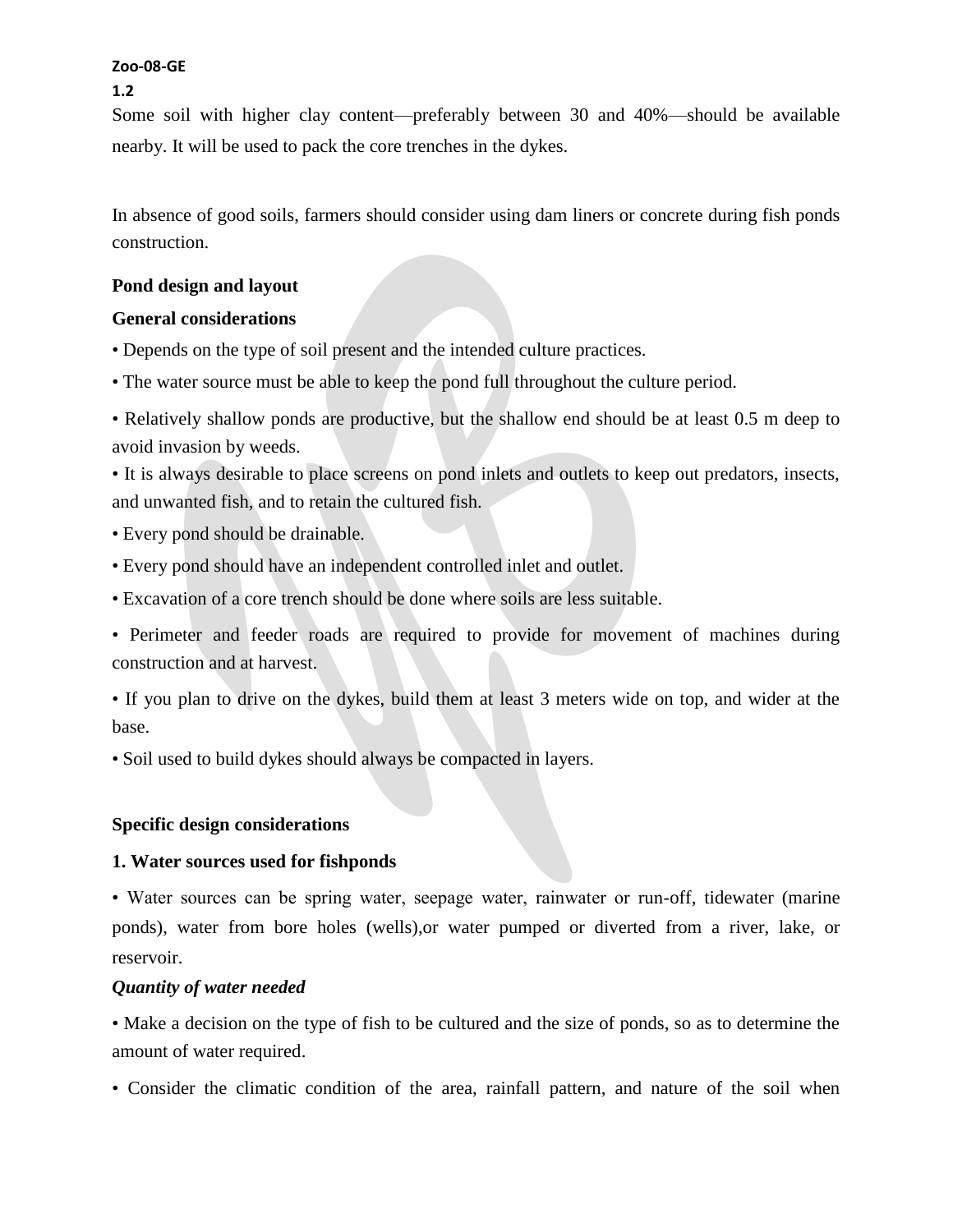Some soil with higher clay content—preferably between 30 and 40%—should be available nearby. It will be used to pack the core trenches in the dykes.

In absence of good soils, farmers should consider using dam liners or concrete during fish ponds construction.

**Pond design and layout**

**General considerations**

- Depends on the type of soil present and the intended culture practices.
- The water source must be able to keep the pond full throughout the culture period.
- Relatively shallow ponds are productive, but the shallow end should be at least 0.5 m deep to avoid invasion by weeds.
- It is always desirable to place screens on pond inlets and outlets to keep out predators, insects, and unwanted fish, and to retain the cultured fish.
- Every pond should be drainable.
- Every pond should have an independent controlled inlet and outlet.
- Excavation of a core trench should be done where soils are less suitable.
- Perimeter and feeder roads are required to provide for movement of machines during construction and at harvest.
- If you plan to drive on the dykes, build them at least 3 meters wide on top, and wider at the base.
- Soil used to build dykes should always be compacted in layers.

**Specific design considerations**

**1. Water sources used for fishponds**

- Water sources can be spring water, seepage water, rainwater or run-off, tidewater (marine ponds), water from bore holes (wells),or water pumped or diverted from a river, lake, or reservoir.

***Quantity of water needed***

- Make a decision on the type of fish to be cultured and the size of ponds, so as to determine the amount of water required.
- Consider the climatic condition of the area, rainfall pattern, and nature of the soil when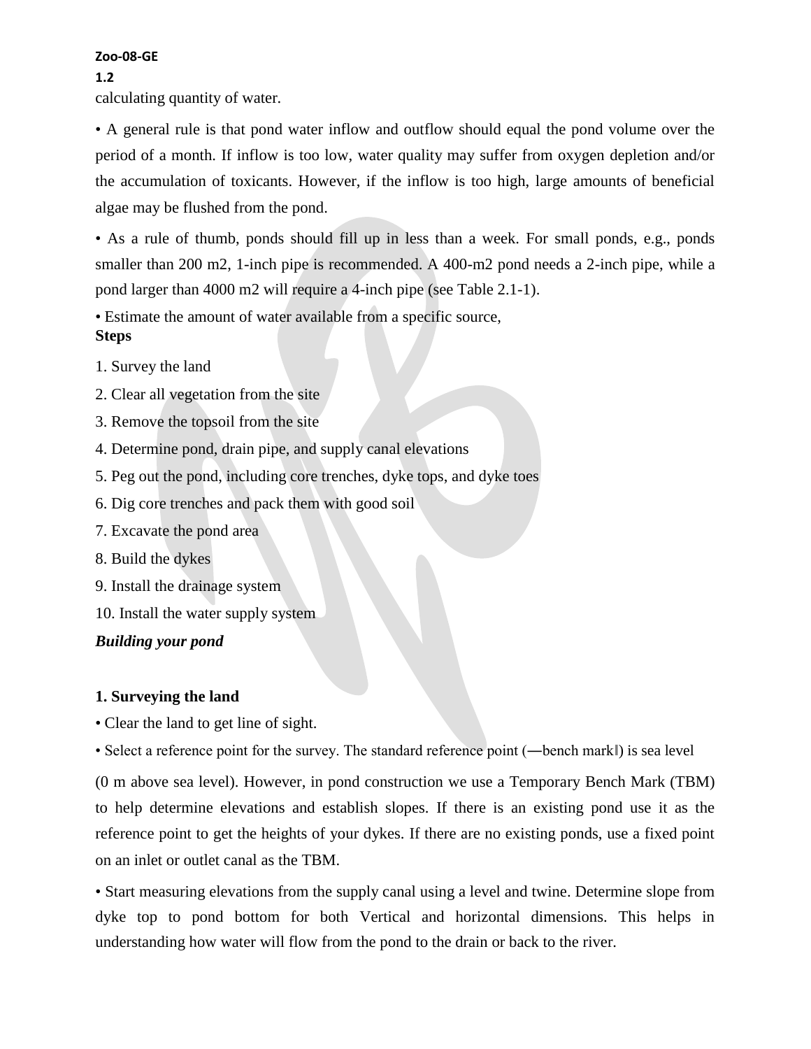calculating quantity of water.

• A general rule is that pond water inflow and outflow should equal the pond volume over the period of a month. If inflow is too low, water quality may suffer from oxygen depletion and/or the accumulation of toxicants. However, if the inflow is too high, large amounts of beneficial algae may be flushed from the pond.

• As a rule of thumb, ponds should fill up in less than a week. For small ponds, e.g., ponds smaller than 200 m2, 1-inch pipe is recommended. A 400-m2 pond needs a 2-inch pipe, while a pond larger than 4000 m2 will require a 4-inch pipe (see Table 2.1-1).

• Estimate the amount of water available from a specific source,

**Steps**

1. Survey the land
2. Clear all vegetation from the site
3. Remove the topsoil from the site
4. Determine pond, drain pipe, and supply canal elevations
5. Peg out the pond, including core trenches, dyke tops, and dyke toes
6. Dig core trenches and pack them with good soil
7. Excavate the pond area
8. Build the dykes
9. Install the drainage system
10. Install the water supply system

***Building your pond***

**1. Surveying the land**

• Clear the land to get line of sight.

• Select a reference point for the survey. The standard reference point (―bench mark‖) is sea level (0 m above sea level). However, in pond construction we use a Temporary Bench Mark (TBM) to help determine elevations and establish slopes. If there is an existing pond use it as the reference point to get the heights of your dykes. If there are no existing ponds, use a fixed point on an inlet or outlet canal as the TBM.

• Start measuring elevations from the supply canal using a level and twine. Determine slope from dyke top to pond bottom for both Vertical and horizontal dimensions. This helps in understanding how water will flow from the pond to the drain or back to the river.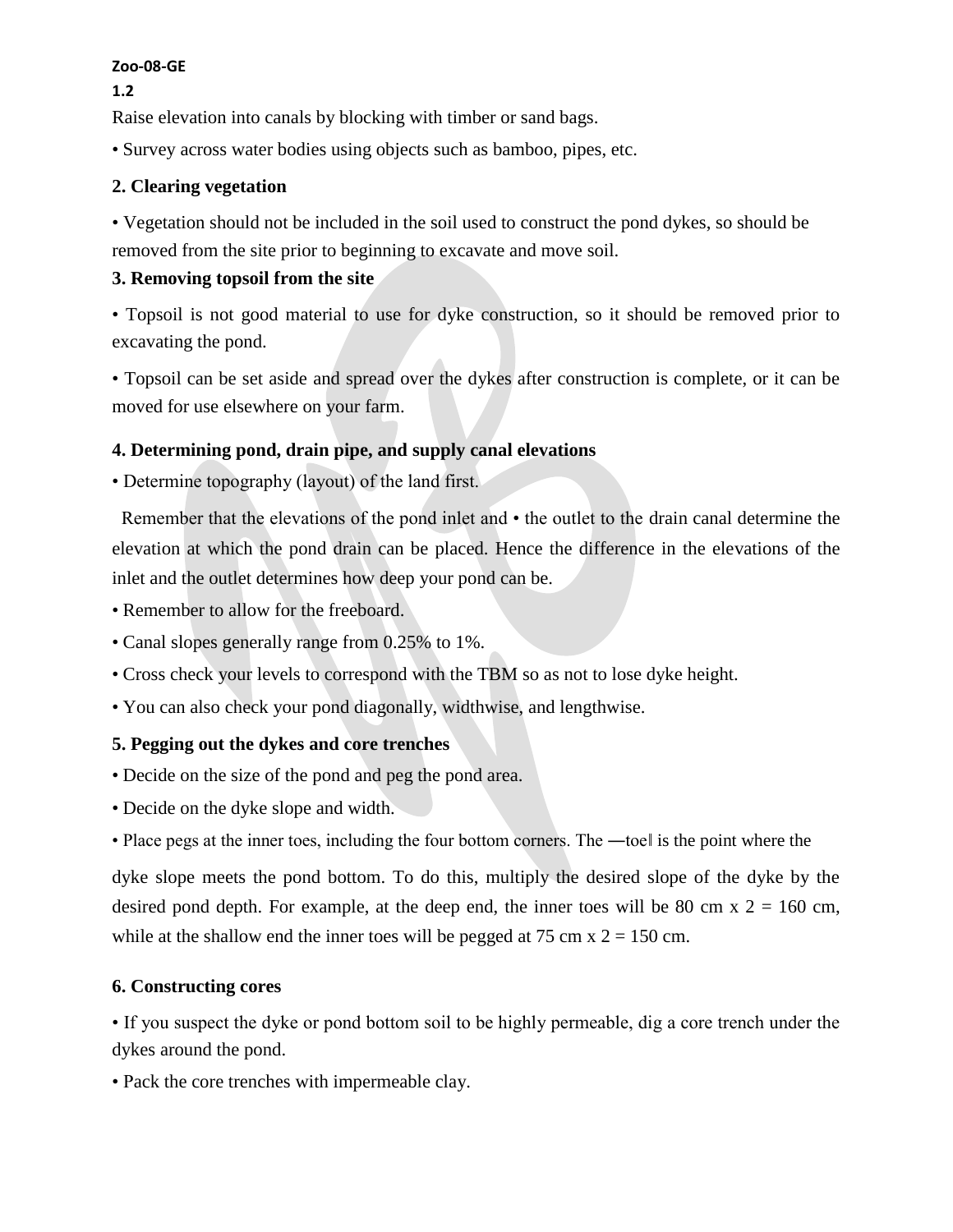Raise elevation into canals by blocking with timber or sand bags.

• Survey across water bodies using objects such as bamboo, pipes, etc.

**2. Clearing vegetation**

• Vegetation should not be included in the soil used to construct the pond dykes, so should be removed from the site prior to beginning to excavate and move soil.

**3. Removing topsoil from the site**

• Topsoil is not good material to use for dyke construction, so it should be removed prior to excavating the pond.

• Topsoil can be set aside and spread over the dykes after construction is complete, or it can be moved for use elsewhere on your farm.

**4. Determining pond, drain pipe, and supply canal elevations**

• Determine topography (layout) of the land first.

Remember that the elevations of the pond inlet and • the outlet to the drain canal determine the elevation at which the pond drain can be placed. Hence the difference in the elevations of the inlet and the outlet determines how deep your pond can be.

• Remember to allow for the freeboard.

• Canal slopes generally range from 0.25% to 1%.

• Cross check your levels to correspond with the TBM so as not to lose dyke height.

• You can also check your pond diagonally, widthwise, and lengthwise.

**5. Pegging out the dykes and core trenches**

• Decide on the size of the pond and peg the pond area.

• Decide on the dyke slope and width.

• Place pegs at the inner toes, including the four bottom corners. The ―toe‖ is the point where the dyke slope meets the pond bottom. To do this, multiply the desired slope of the dyke by the desired pond depth. For example, at the deep end, the inner toes will be 80 cm x 2 = 160 cm, while at the shallow end the inner toes will be pegged at 75 cm x 2 = 150 cm.

**6. Constructing cores**

• If you suspect the dyke or pond bottom soil to be highly permeable, dig a core trench under the dykes around the pond.

• Pack the core trenches with impermeable clay.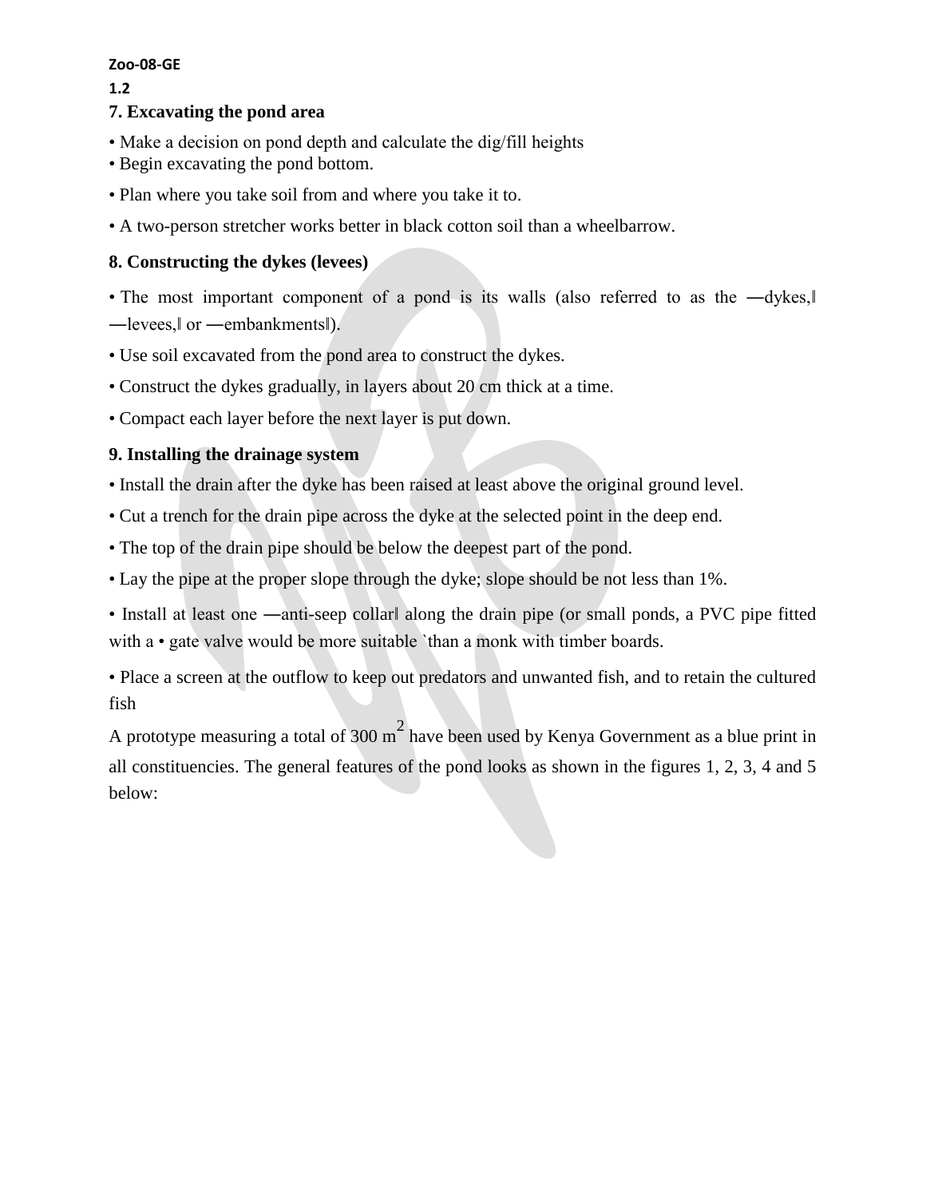### 7. Excavating the pond area

• Make a decision on pond depth and calculate the dig/fill heights
• Begin excavating the pond bottom.

• Plan where you take soil from and where you take it to.

• A two-person stretcher works better in black cotton soil than a wheelbarrow.

### 8. Constructing the dykes (levees)

• The most important component of a pond is its walls (also referred to as the ―dykes,‖ ―levees,‖ or ―embankments‖).

• Use soil excavated from the pond area to construct the dykes.

• Construct the dykes gradually, in layers about 20 cm thick at a time.

• Compact each layer before the next layer is put down.

### 9. Installing the drainage system

• Install the drain after the dyke has been raised at least above the original ground level.

• Cut a trench for the drain pipe across the dyke at the selected point in the deep end.

• The top of the drain pipe should be below the deepest part of the pond.

• Lay the pipe at the proper slope through the dyke; slope should be not less than 1%.

• Install at least one ―anti-seep collar‖ along the drain pipe (or small ponds, a PVC pipe fitted with a • gate valve would be more suitable `than a monk with timber boards.

• Place a screen at the outflow to keep out predators and unwanted fish, and to retain the cultured fish

A prototype measuring a total of 300 $m^2$ have been used by Kenya Government as a blue print in all constituencies. The general features of the pond looks as shown in the figures 1, 2, 3, 4 and 5 below: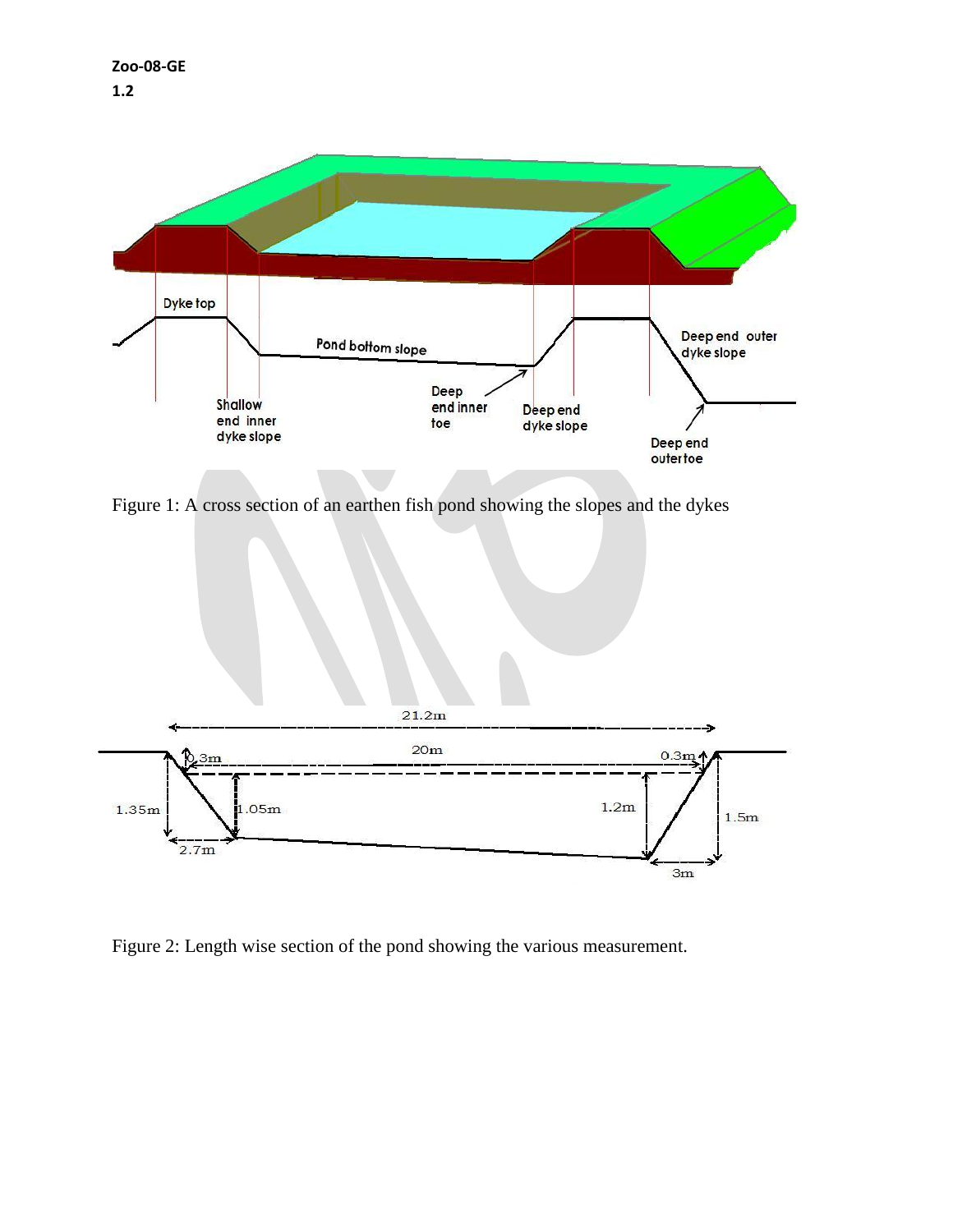Zoo-08-GE

1.2

Figure 1: A cross section of an earthen fish pond showing the slopes and the dykes

Figure 2: Length wise section of the pond showing the various measurement.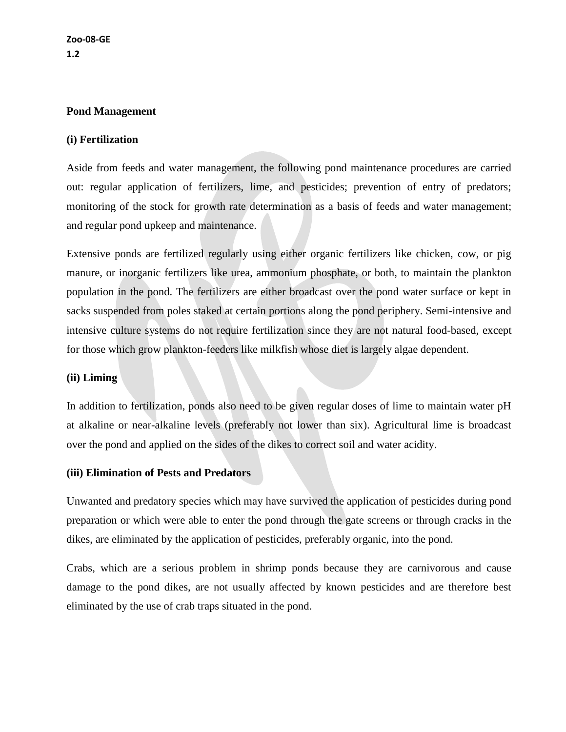## Pond Management

### (i) Fertilization

Aside from feeds and water management, the following pond maintenance procedures are carried out: regular application of fertilizers, lime, and pesticides; prevention of entry of predators; monitoring of the stock for growth rate determination as a basis of feeds and water management; and regular pond upkeep and maintenance.

Extensive ponds are fertilized regularly using either organic fertilizers like chicken, cow, or pig manure, or inorganic fertilizers like urea, ammonium phosphate, or both, to maintain the plankton population in the pond. The fertilizers are either broadcast over the pond water surface or kept in sacks suspended from poles staked at certain portions along the pond periphery. Semi-intensive and intensive culture systems do not require fertilization since they are not natural food-based, except for those which grow plankton-feeders like milkfish whose diet is largely algae dependent.

### (ii) Liming

In addition to fertilization, ponds also need to be given regular doses of lime to maintain water pH at alkaline or near-alkaline levels (preferably not lower than six). Agricultural lime is broadcast over the pond and applied on the sides of the dikes to correct soil and water acidity.

### (iii) Elimination of Pests and Predators

Unwanted and predatory species which may have survived the application of pesticides during pond preparation or which were able to enter the pond through the gate screens or through cracks in the dikes, are eliminated by the application of pesticides, preferably organic, into the pond.

Crabs, which are a serious problem in shrimp ponds because they are carnivorous and cause damage to the pond dikes, are not usually affected by known pesticides and are therefore best eliminated by the use of crab traps situated in the pond.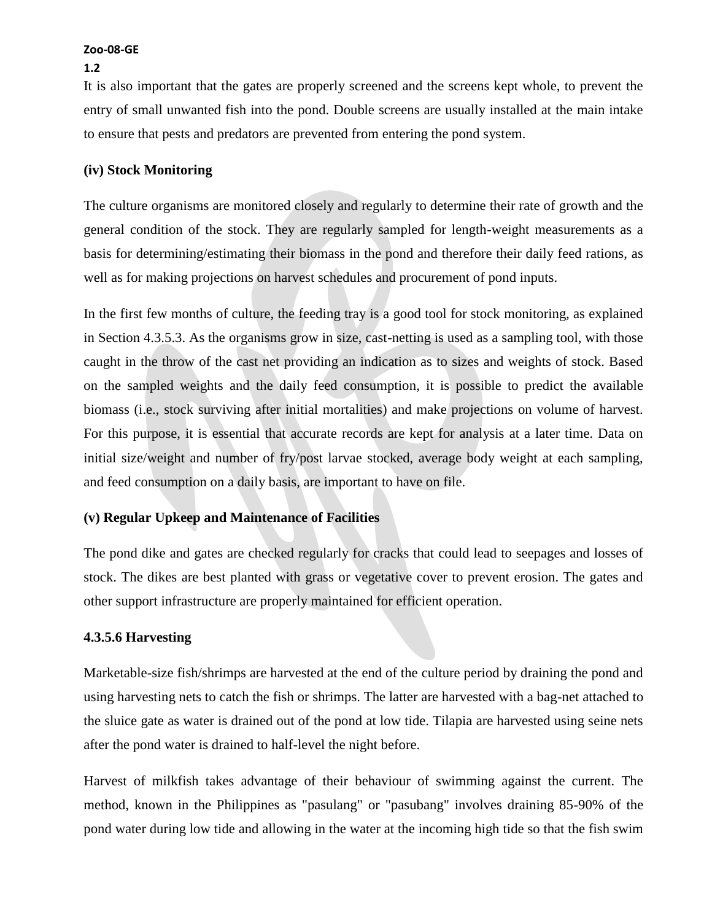It is also important that the gates are properly screened and the screens kept whole, to prevent the entry of small unwanted fish into the pond. Double screens are usually installed at the main intake to ensure that pests and predators are prevented from entering the pond system.

**(iv) Stock Monitoring**

The culture organisms are monitored closely and regularly to determine their rate of growth and the general condition of the stock. They are regularly sampled for length-weight measurements as a basis for determining/estimating their biomass in the pond and therefore their daily feed rations, as well as for making projections on harvest schedules and procurement of pond inputs.

In the first few months of culture, the feeding tray is a good tool for stock monitoring, as explained in Section 4.3.5.3. As the organisms grow in size, cast-netting is used as a sampling tool, with those caught in the throw of the cast net providing an indication as to sizes and weights of stock. Based on the sampled weights and the daily feed consumption, it is possible to predict the available biomass (i.e., stock surviving after initial mortalities) and make projections on volume of harvest. For this purpose, it is essential that accurate records are kept for analysis at a later time. Data on initial size/weight and number of fry/post larvae stocked, average body weight at each sampling, and feed consumption on a daily basis, are important to have on file.

**(v) Regular Upkeep and Maintenance of Facilities**

The pond dike and gates are checked regularly for cracks that could lead to seepages and losses of stock. The dikes are best planted with grass or vegetative cover to prevent erosion. The gates and other support infrastructure are properly maintained for efficient operation.

#### 4.3.5.6 Harvesting

Marketable-size fish/shrimps are harvested at the end of the culture period by draining the pond and using harvesting nets to catch the fish or shrimps. The latter are harvested with a bag-net attached to the sluice gate as water is drained out of the pond at low tide. Tilapia are harvested using seine nets after the pond water is drained to half-level the night before.

Harvest of milkfish takes advantage of their behaviour of swimming against the current. The method, known in the Philippines as "pasulang" or "pasubang" involves draining 85-90% of the pond water during low tide and allowing in the water at the incoming high tide so that the fish swim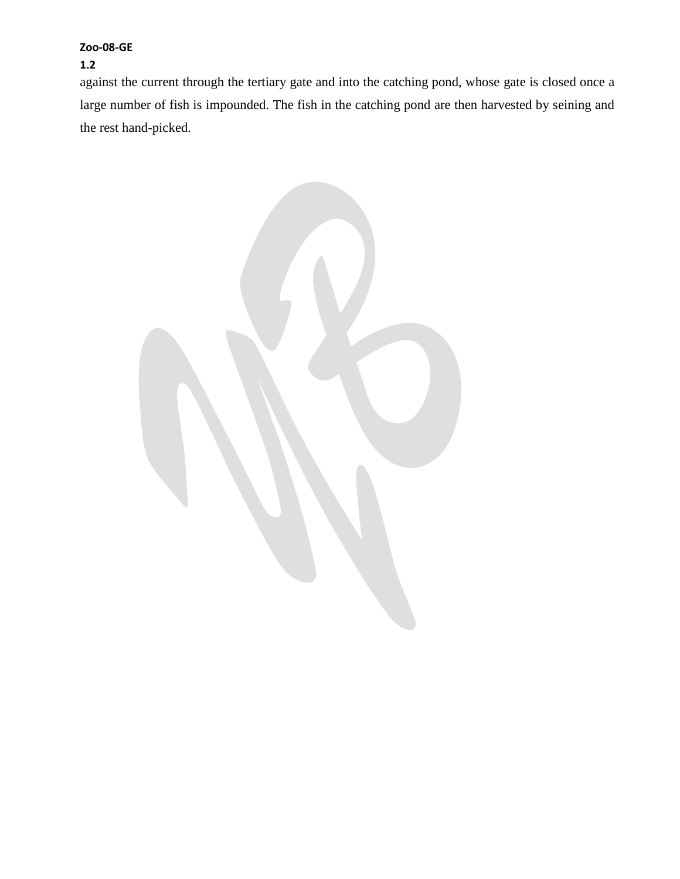against the current through the tertiary gate and into the catching pond, whose gate is closed once a large number of fish is impounded. The fish in the catching pond are then harvested by seining and the rest hand-picked.